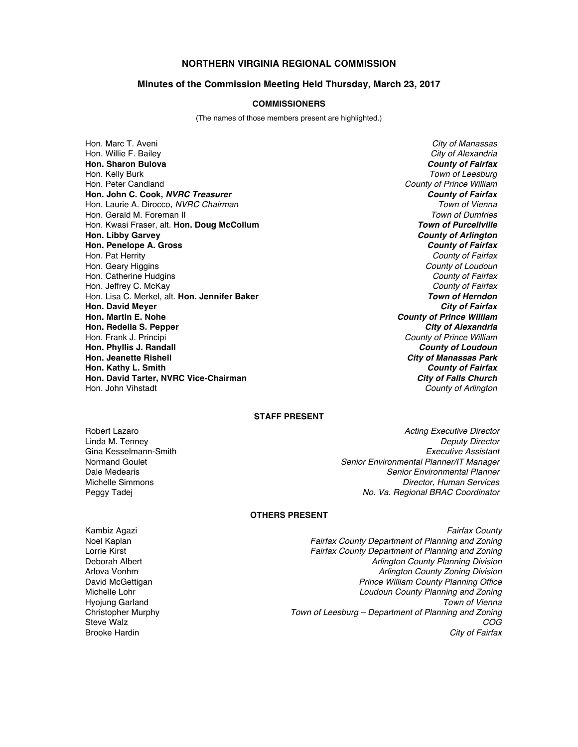# NORTHERN VIRGINIA REGIONAL COMMISSION

## Minutes of the Commission Meeting Held Thursday, March 23, 2017

### COMMISSIONERS

(The names of those members present are highlighted.)

| Commissioner | Jurisdiction |
|---|---|
| Hon. Marc T. Aveni | *City of Manassas* |
| Hon. Willie F. Bailey | *City of Alexandria* |
| **Hon. Sharon Bulova** | ***County of Fairfax*** |
| Hon. Kelly Burk | *Town of Leesburg* |
| Hon. Peter Candland | *County of Prince William* |
| **Hon. John C. Cook, *NVRC Treasurer*** | ***County of Fairfax*** |
| Hon. Laurie A. Dirocco, *NVRC Chairman* | *Town of Vienna* |
| Hon. Gerald M. Foreman II | *Town of Dumfries* |
| Hon. Kwasi Fraser, alt. **Hon. Doug McCollum** | ***Town of Purcellville*** |
| **Hon. Libby Garvey** | ***County of Arlington*** |
| **Hon. Penelope A. Gross** | ***County of Fairfax*** |
| Hon. Pat Herrity | *County of Fairfax* |
| Hon. Geary Higgins | *County of Loudoun* |
| Hon. Catherine Hudgins | *County of Fairfax* |
| Hon. Jeffrey C. McKay | *County of Fairfax* |
| Hon. Lisa C. Merkel, alt. **Hon. Jennifer Baker** | ***Town of Herndon*** |
| **Hon. David Meyer** | ***City of Fairfax*** |
| **Hon. Martin E. Nohe** | ***County of Prince William*** |
| **Hon. Redella S. Pepper** | ***City of Alexandria*** |
| Hon. Frank J. Principi | *County of Prince William* |
| **Hon. Phyllis J. Randall** | ***County of Loudoun*** |
| **Hon. Jeanette Rishell** | ***City of Manassas Park*** |
| **Hon. Kathy L. Smith** | ***County of Fairfax*** |
| **Hon. David Tarter, NVRC Vice-Chairman** | ***City of Falls Church*** |
| Hon. John Vihstadt | *County of Arlington* |

### STAFF PRESENT

| Name | Title |
|---|---|
| Robert Lazaro | *Acting Executive Director* |
| Linda M. Tenney | *Deputy Director* |
| Gina Kesselmann-Smith | *Executive Assistant* |
| Normand Goulet | *Senior Environmental Planner/IT Manager* |
| Dale Medearis | *Senior Environmental Planner* |
| Michelle Simmons | *Director, Human Services* |
| Peggy Tadej | *No. Va. Regional BRAC Coordinator* |

### OTHERS PRESENT

| Name | Affiliation |
|---|---|
| Kambiz Agazi | *Fairfax County* |
| Noel Kaplan | *Fairfax County Department of Planning and Zoning* |
| Lorrie Kirst | *Fairfax County Department of Planning and Zoning* |
| Deborah Albert | *Arlington County Planning Division* |
| Arlova Vonhm | *Arlington County Zoning Division* |
| David McGettigan | *Prince William County Planning Office* |
| Michelle Lohr | *Loudoun County Planning and Zoning* |
| Hyojung Garland | *Town of Vienna* |
| Christopher Murphy | *Town of Leesburg – Department of Planning and Zoning* |
| Steve Walz | *COG* |
| Brooke Hardin | *City of Fairfax* |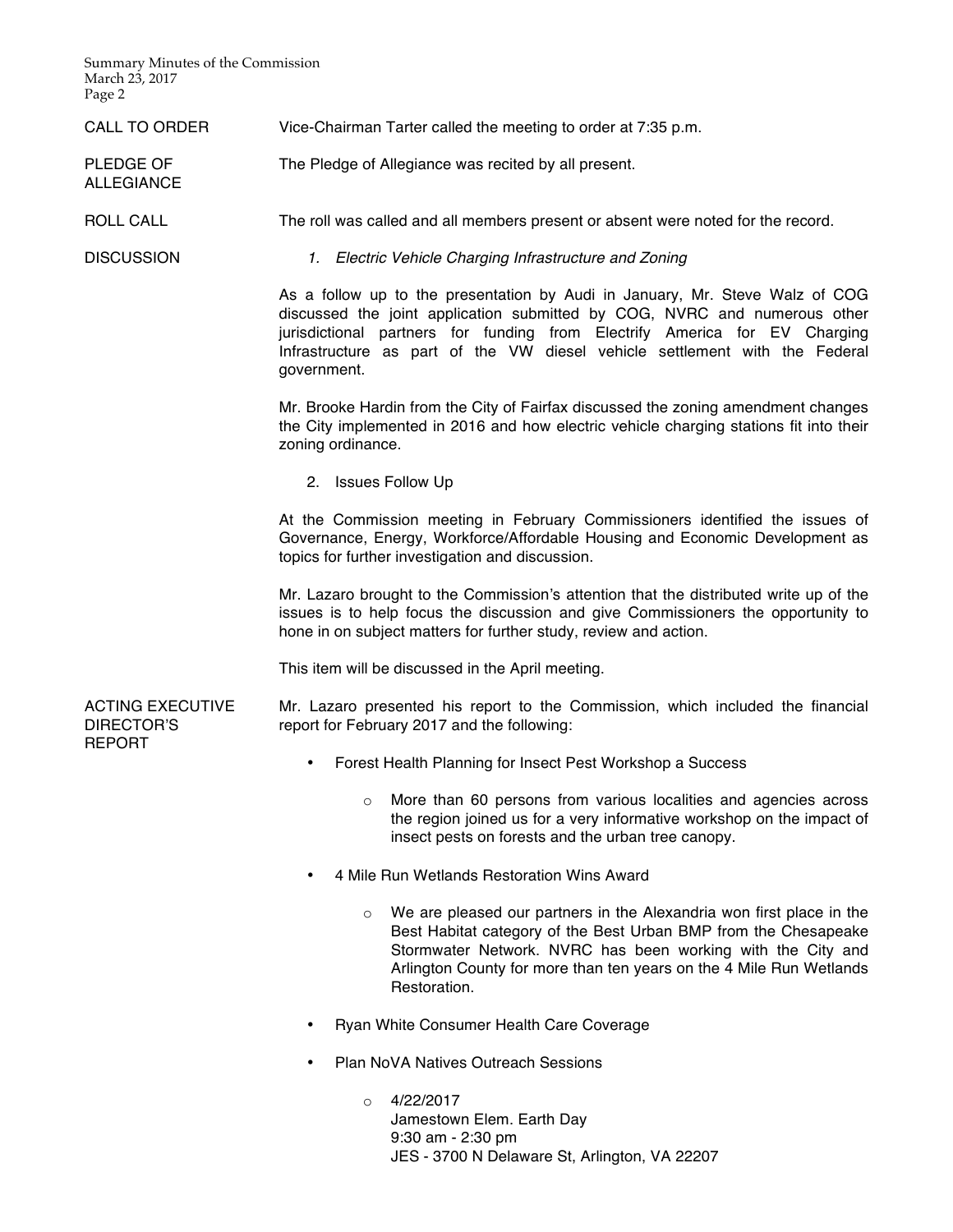CALL TO ORDER

Vice-Chairman Tarter called the meeting to order at 7:35 p.m.

PLEDGE OF ALLEGIANCE

The Pledge of Allegiance was recited by all present.

ROLL CALL

The roll was called and all members present or absent were noted for the record.

DISCUSSION

1. *Electric Vehicle Charging Infrastructure and Zoning*

As a follow up to the presentation by Audi in January, Mr. Steve Walz of COG discussed the joint application submitted by COG, NVRC and numerous other jurisdictional partners for funding from Electrify America for EV Charging Infrastructure as part of the VW diesel vehicle settlement with the Federal government.

Mr. Brooke Hardin from the City of Fairfax discussed the zoning amendment changes the City implemented in 2016 and how electric vehicle charging stations fit into their zoning ordinance.

2. Issues Follow Up

At the Commission meeting in February Commissioners identified the issues of Governance, Energy, Workforce/Affordable Housing and Economic Development as topics for further investigation and discussion.

Mr. Lazaro brought to the Commission's attention that the distributed write up of the issues is to help focus the discussion and give Commissioners the opportunity to hone in on subject matters for further study, review and action.

This item will be discussed in the April meeting.

ACTING EXECUTIVE DIRECTOR'S REPORT

Mr. Lazaro presented his report to the Commission, which included the financial report for February 2017 and the following:

- Forest Health Planning for Insect Pest Workshop a Success
  - More than 60 persons from various localities and agencies across the region joined us for a very informative workshop on the impact of insect pests on forests and the urban tree canopy.
- 4 Mile Run Wetlands Restoration Wins Award
  - We are pleased our partners in the Alexandria won first place in the Best Habitat category of the Best Urban BMP from the Chesapeake Stormwater Network. NVRC has been working with the City and Arlington County for more than ten years on the 4 Mile Run Wetlands Restoration.
- Ryan White Consumer Health Care Coverage
- Plan NoVA Natives Outreach Sessions
  - 4/22/2017
    Jamestown Elem. Earth Day
    9:30 am - 2:30 pm
    JES - 3700 N Delaware St, Arlington, VA 22207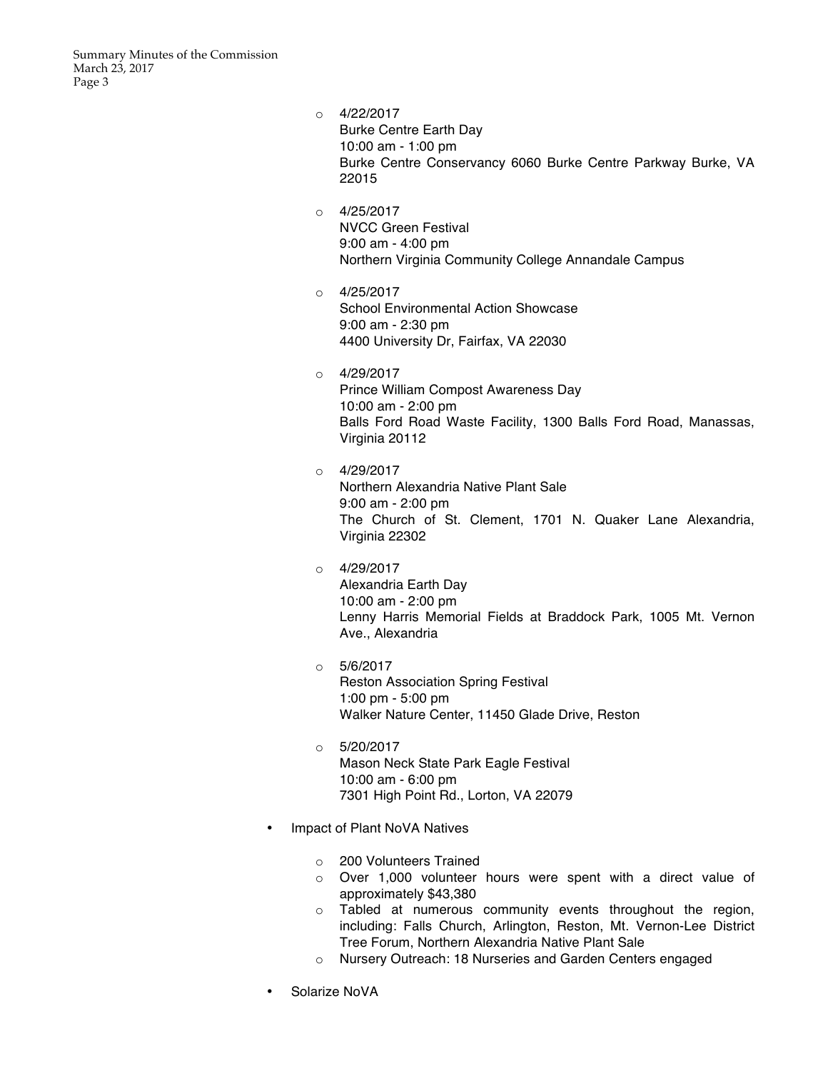- 4/22/2017
  Burke Centre Earth Day
  10:00 am - 1:00 pm
  Burke Centre Conservancy 6060 Burke Centre Parkway Burke, VA 22015

- 4/25/2017
  NVCC Green Festival
  9:00 am - 4:00 pm
  Northern Virginia Community College Annandale Campus

- 4/25/2017
  School Environmental Action Showcase
  9:00 am - 2:30 pm
  4400 University Dr, Fairfax, VA 22030

- 4/29/2017
  Prince William Compost Awareness Day
  10:00 am - 2:00 pm
  Balls Ford Road Waste Facility, 1300 Balls Ford Road, Manassas, Virginia 20112

- 4/29/2017
  Northern Alexandria Native Plant Sale
  9:00 am - 2:00 pm
  The Church of St. Clement, 1701 N. Quaker Lane Alexandria, Virginia 22302

- 4/29/2017
  Alexandria Earth Day
  10:00 am - 2:00 pm
  Lenny Harris Memorial Fields at Braddock Park, 1005 Mt. Vernon Ave., Alexandria

- 5/6/2017
  Reston Association Spring Festival
  1:00 pm - 5:00 pm
  Walker Nature Center, 11450 Glade Drive, Reston

- 5/20/2017
  Mason Neck State Park Eagle Festival
  10:00 am - 6:00 pm
  7301 High Point Rd., Lorton, VA 22079

- Impact of Plant NoVA Natives
  - 200 Volunteers Trained
  - Over 1,000 volunteer hours were spent with a direct value of approximately $43,380
  - Tabled at numerous community events throughout the region, including: Falls Church, Arlington, Reston, Mt. Vernon-Lee District Tree Forum, Northern Alexandria Native Plant Sale
  - Nursery Outreach: 18 Nurseries and Garden Centers engaged

- Solarize NoVA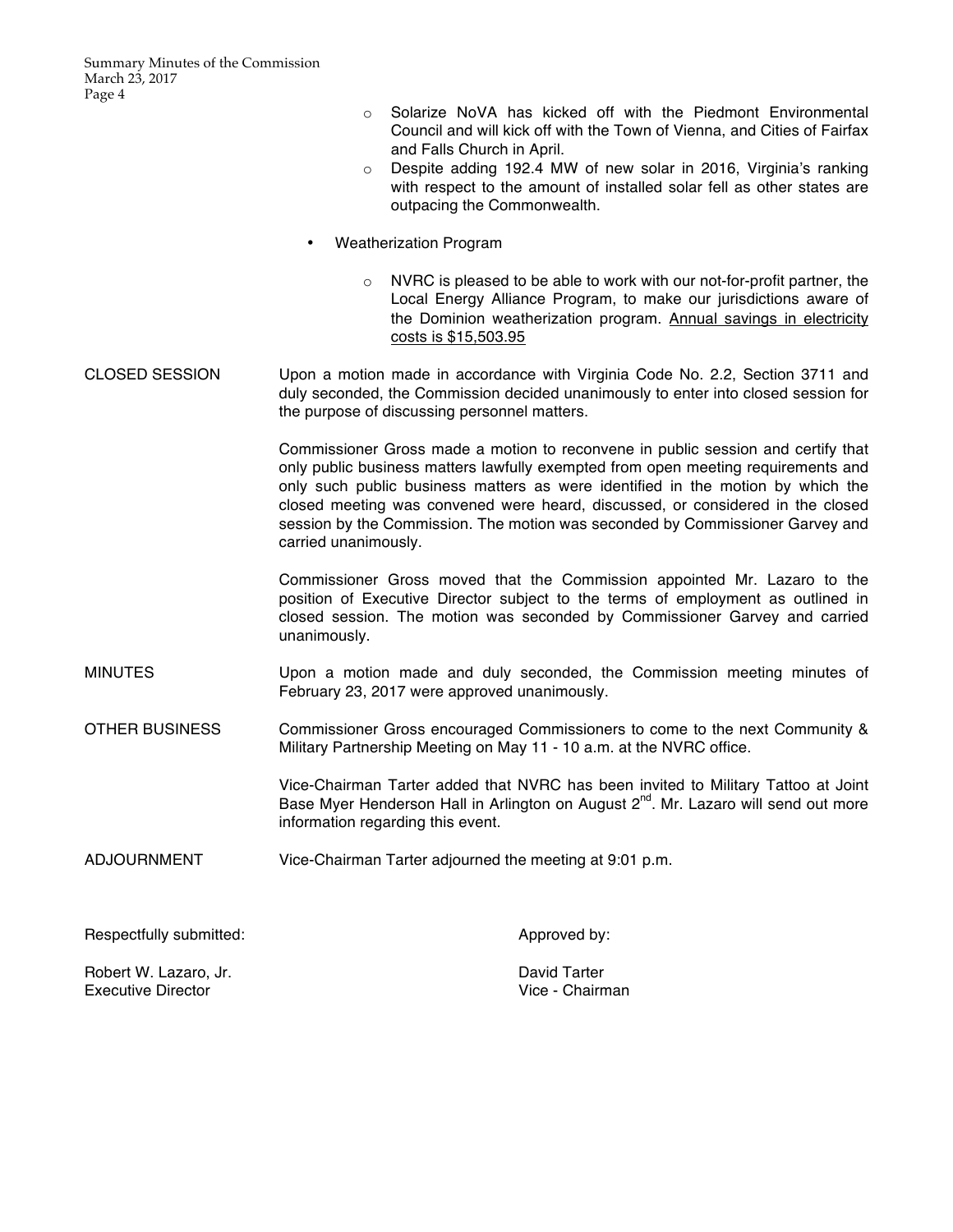- Solarize NoVA has kicked off with the Piedmont Environmental Council and will kick off with the Town of Vienna, and Cities of Fairfax and Falls Church in April.
- Despite adding 192.4 MW of new solar in 2016, Virginia's ranking with respect to the amount of installed solar fell as other states are outpacing the Commonwealth.

- Weatherization Program

  - NVRC is pleased to be able to work with our not-for-profit partner, the Local Energy Alliance Program, to make our jurisdictions aware of the Dominion weatherization program. <u>Annual savings in electricity costs is $15,503.95</u>

**CLOSED SESSION**

Upon a motion made in accordance with Virginia Code No. 2.2, Section 3711 and duly seconded, the Commission decided unanimously to enter into closed session for the purpose of discussing personnel matters.

Commissioner Gross made a motion to reconvene in public session and certify that only public business matters lawfully exempted from open meeting requirements and only such public business matters as were identified in the motion by which the closed meeting was convened were heard, discussed, or considered in the closed session by the Commission. The motion was seconded by Commissioner Garvey and carried unanimously.

Commissioner Gross moved that the Commission appointed Mr. Lazaro to the position of Executive Director subject to the terms of employment as outlined in closed session. The motion was seconded by Commissioner Garvey and carried unanimously.

**MINUTES**

Upon a motion made and duly seconded, the Commission meeting minutes of February 23, 2017 were approved unanimously.

**OTHER BUSINESS**

Commissioner Gross encouraged Commissioners to come to the next Community & Military Partnership Meeting on May 11 - 10 a.m. at the NVRC office.

Vice-Chairman Tarter added that NVRC has been invited to Military Tattoo at Joint Base Myer Henderson Hall in Arlington on August 2nd. Mr. Lazaro will send out more information regarding this event.

**ADJOURNMENT**

Vice-Chairman Tarter adjourned the meeting at 9:01 p.m.

Respectfully submitted:

Robert W. Lazaro, Jr.
Executive Director

Approved by:

David Tarter
Vice - Chairman